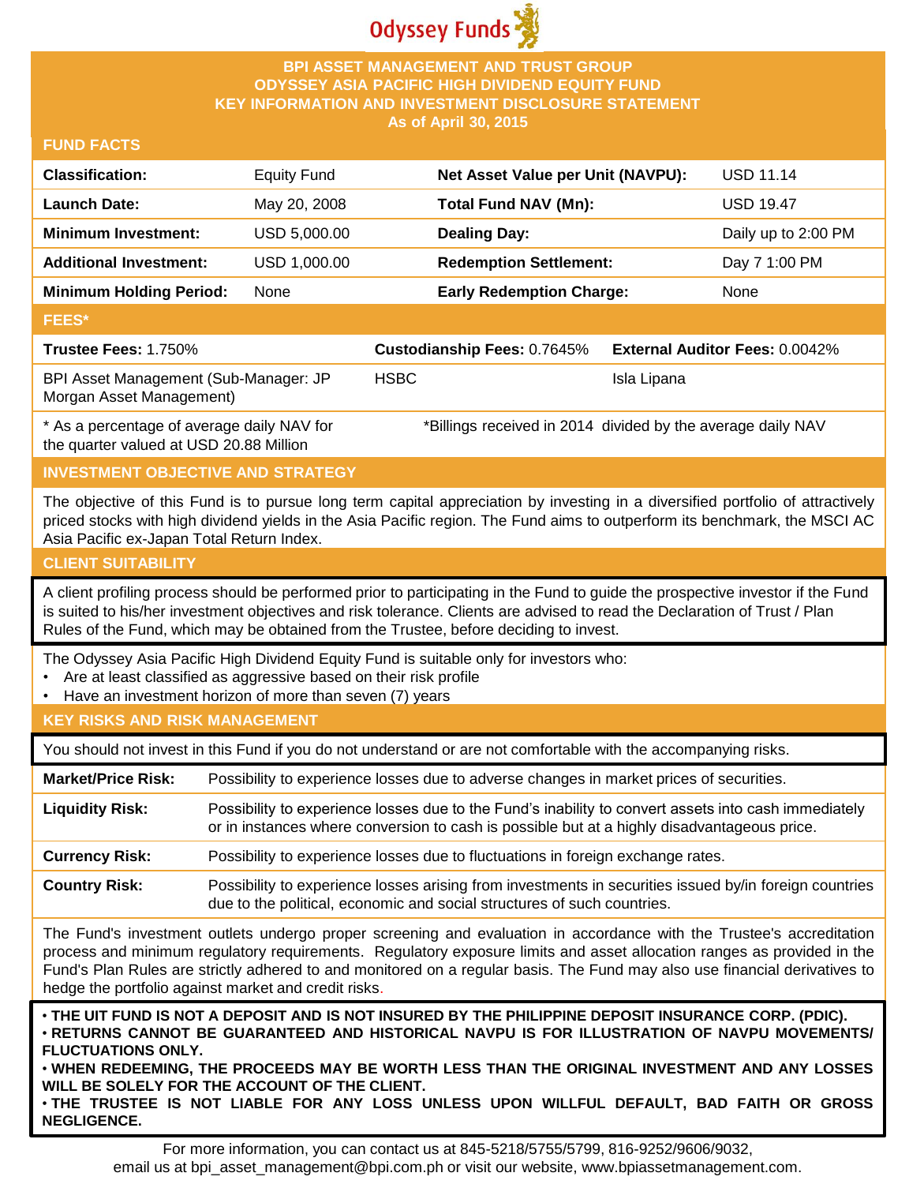Odyssey Funds

# BPI ASSET MANAGEMENT AND TRUST GROUP
# ODYSSEY ASIA PACIFIC HIGH DIVIDEND EQUITY FUND
# KEY INFORMATION AND INVESTMENT DISCLOSURE STATEMENT
## As of April 30, 2015

## FUND FACTS

| | | | |
|---|---|---|---|
| **Classification:** | Equity Fund | **Net Asset Value per Unit (NAVPU):** | USD 11.14 |
| **Launch Date:** | May 20, 2008 | **Total Fund NAV (Mn):** | USD 19.47 |
| **Minimum Investment:** | USD 5,000.00 | **Dealing Day:** | Daily up to 2:00 PM |
| **Additional Investment:** | USD 1,000.00 | **Redemption Settlement:** | Day 7 1:00 PM |
| **Minimum Holding Period:** | None | **Early Redemption Charge:** | None |

## FEES*

| **Trustee Fees:** 1.750% | **Custodianship Fees:** 0.7645% | **External Auditor Fees:** 0.0042% |
|---|---|---|
| BPI Asset Management (Sub-Manager: JP Morgan Asset Management) | HSBC | Isla Lipana |
| * As a percentage of average daily NAV for the quarter valued at USD 20.88 Million | *Billings received in 2014 divided by the average daily NAV | |

## INVESTMENT OBJECTIVE AND STRATEGY

The objective of this Fund is to pursue long term capital appreciation by investing in a diversified portfolio of attractively priced stocks with high dividend yields in the Asia Pacific region. The Fund aims to outperform its benchmark, the MSCI AC Asia Pacific ex-Japan Total Return Index.

## CLIENT SUITABILITY

A client profiling process should be performed prior to participating in the Fund to guide the prospective investor if the Fund is suited to his/her investment objectives and risk tolerance. Clients are advised to read the Declaration of Trust / Plan Rules of the Fund, which may be obtained from the Trustee, before deciding to invest.

The Odyssey Asia Pacific High Dividend Equity Fund is suitable only for investors who:

- Are at least classified as aggressive based on their risk profile
- Have an investment horizon of more than seven (7) years

## KEY RISKS AND RISK MANAGEMENT

You should not invest in this Fund if you do not understand or are not comfortable with the accompanying risks.

| | |
|---|---|
| **Market/Price Risk:** | Possibility to experience losses due to adverse changes in market prices of securities. |
| **Liquidity Risk:** | Possibility to experience losses due to the Fund's inability to convert assets into cash immediately or in instances where conversion to cash is possible but at a highly disadvantageous price. |
| **Currency Risk:** | Possibility to experience losses due to fluctuations in foreign exchange rates. |
| **Country Risk:** | Possibility to experience losses arising from investments in securities issued by/in foreign countries due to the political, economic and social structures of such countries. |

The Fund's investment outlets undergo proper screening and evaluation in accordance with the Trustee's accreditation process and minimum regulatory requirements. Regulatory exposure limits and asset allocation ranges as provided in the Fund's Plan Rules are strictly adhered to and monitored on a regular basis. The Fund may also use financial derivatives to hedge the portfolio against market and credit risks.

- **THE UIT FUND IS NOT A DEPOSIT AND IS NOT INSURED BY THE PHILIPPINE DEPOSIT INSURANCE CORP. (PDIC).**
- **RETURNS CANNOT BE GUARANTEED AND HISTORICAL NAVPU IS FOR ILLUSTRATION OF NAVPU MOVEMENTS/ FLUCTUATIONS ONLY.**
- **WHEN REDEEMING, THE PROCEEDS MAY BE WORTH LESS THAN THE ORIGINAL INVESTMENT AND ANY LOSSES WILL BE SOLELY FOR THE ACCOUNT OF THE CLIENT.**
- **THE TRUSTEE IS NOT LIABLE FOR ANY LOSS UNLESS UPON WILLFUL DEFAULT, BAD FAITH OR GROSS NEGLIGENCE.**

For more information, you can contact us at 845-5218/5755/5799, 816-9252/9606/9032, email us at bpi_asset_management@bpi.com.ph or visit our website, www.bpiassetmanagement.com.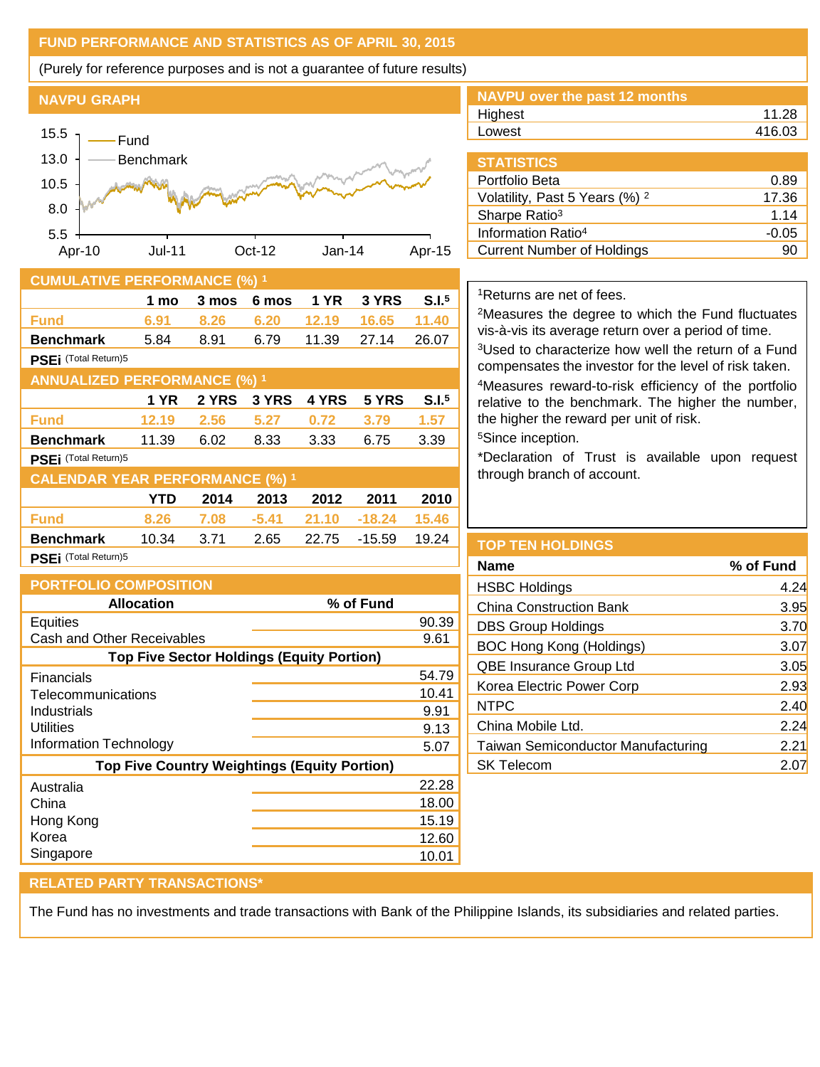## FUND PERFORMANCE AND STATISTICS AS OF APRIL 30, 2015

(Purely for reference purposes and is not a guarantee of future results)

### NAVPU GRAPH

### NAVPU over the past 12 months

| | |
|---|---|
| Highest | 11.28 |
| Lowest | 416.03 |

### STATISTICS

| | |
|---|---|
| Portfolio Beta | 0.89 |
| Volatility, Past 5 Years (%) [2] | 17.36 |
| Sharpe Ratio[3] | 1.14 |
| Information Ratio[4] | -0.05 |
| Current Number of Holdings | 90 |

### CUMULATIVE PERFORMANCE (%) [1]

| | 1 mo | 3 mos | 6 mos | 1 YR | 3 YRS | S.I.[5] |
|---|---|---|---|---|---|---|
| Fund | 6.91 | 8.26 | 6.20 | 12.19 | 16.65 | 11.40 |
| Benchmark | 5.84 | 8.91 | 6.79 | 11.39 | 27.14 | 26.07 |
| PSEi (Total Return)5 | | | | | | |

### ANNUALIZED PERFORMANCE (%) [1]

| | 1 YR | 2 YRS | 3 YRS | 4 YRS | 5 YRS | S.I.[5] |
|---|---|---|---|---|---|---|
| Fund | 12.19 | 2.56 | 5.27 | 0.72 | 3.79 | 1.57 |
| Benchmark | 11.39 | 6.02 | 8.33 | 3.33 | 6.75 | 3.39 |
| PSEi (Total Return)5 | | | | | | |

### CALENDAR YEAR PERFORMANCE (%) [1]

| | YTD | 2014 | 2013 | 2012 | 2011 | 2010 |
|---|---|---|---|---|---|---|
| Fund | 8.26 | 7.08 | -5.41 | 21.10 | -18.24 | 15.46 |
| Benchmark | 10.34 | 3.71 | 2.65 | 22.75 | -15.59 | 19.24 |
| PSEi (Total Return)5 | | | | | | |

### PORTFOLIO COMPOSITION

| Allocation | % of Fund |
|---|---|
| Equities | 90.39 |
| Cash and Other Receivables | 9.61 |
| **Top Five Sector Holdings (Equity Portion)** | |
| Financials | 54.79 |
| Telecommunications | 10.41 |
| Industrials | 9.91 |
| Utilities | 9.13 |
| Information Technology | 5.07 |
| **Top Five Country Weightings (Equity Portion)** | |
| Australia | 22.28 |
| China | 18.00 |
| Hong Kong | 15.19 |
| Korea | 12.60 |
| Singapore | 10.01 |

[1]Returns are net of fees.

[2]Measures the degree to which the Fund fluctuates vis-à-vis its average return over a period of time.

[3]Used to characterize how well the return of a Fund compensates the investor for the level of risk taken.

[4]Measures reward-to-risk efficiency of the portfolio relative to the benchmark. The higher the number, the higher the reward per unit of risk.

[5]Since inception.

*Declaration of Trust is available upon request through branch of account.

### TOP TEN HOLDINGS

| Name | % of Fund |
|---|---|
| HSBC Holdings | 4.24 |
| China Construction Bank | 3.95 |
| DBS Group Holdings | 3.70 |
| BOC Hong Kong (Holdings) | 3.07 |
| QBE Insurance Group Ltd | 3.05 |
| Korea Electric Power Corp | 2.93 |
| NTPC | 2.40 |
| China Mobile Ltd. | 2.24 |
| Taiwan Semiconductor Manufacturing | 2.21 |
| SK Telecom | 2.07 |

### RELATED PARTY TRANSACTIONS*

The Fund has no investments and trade transactions with Bank of the Philippine Islands, its subsidiaries and related parties.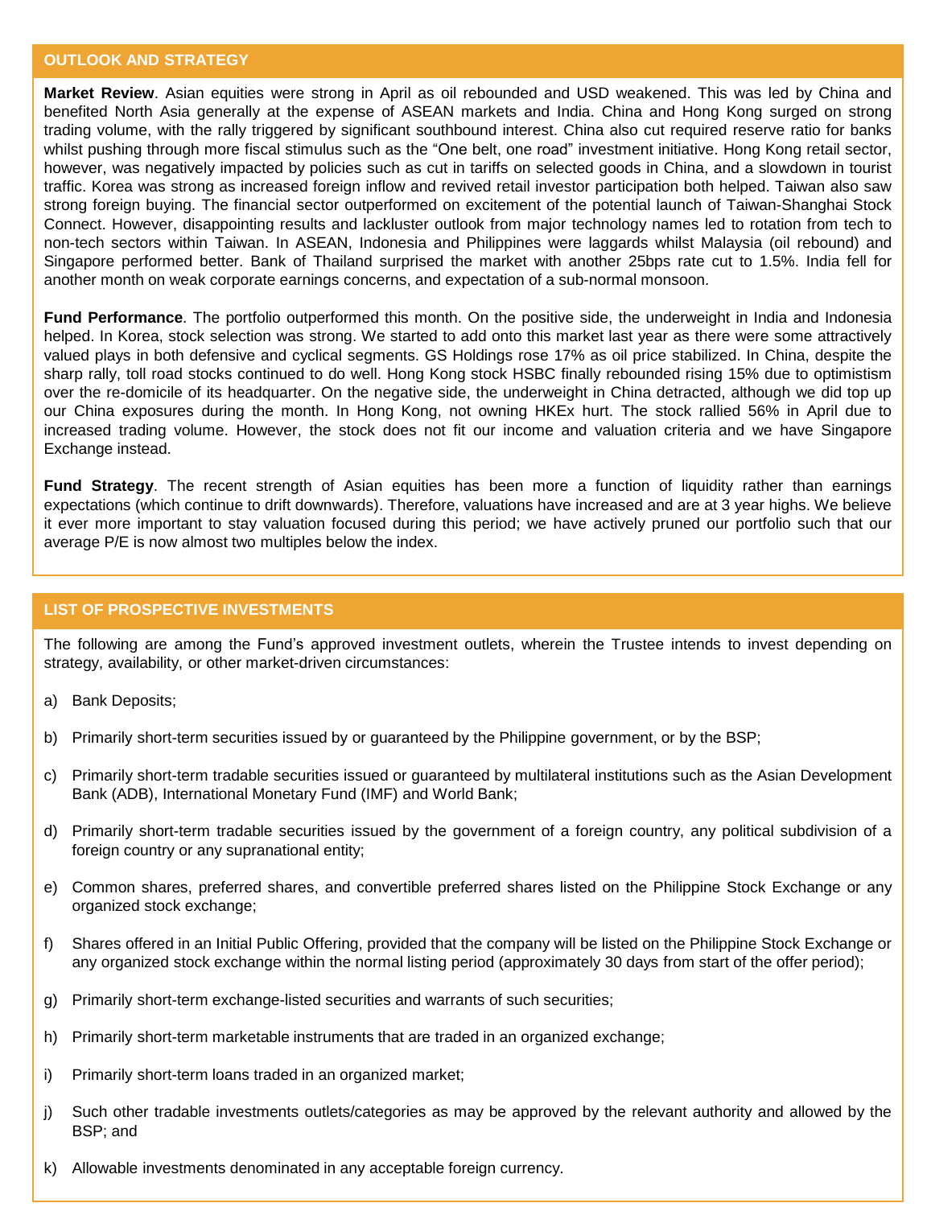## OUTLOOK AND STRATEGY

**Market Review**. Asian equities were strong in April as oil rebounded and USD weakened. This was led by China and benefited North Asia generally at the expense of ASEAN markets and India. China and Hong Kong surged on strong trading volume, with the rally triggered by significant southbound interest. China also cut required reserve ratio for banks whilst pushing through more fiscal stimulus such as the "One belt, one road" investment initiative. Hong Kong retail sector, however, was negatively impacted by policies such as cut in tariffs on selected goods in China, and a slowdown in tourist traffic. Korea was strong as increased foreign inflow and revived retail investor participation both helped. Taiwan also saw strong foreign buying. The financial sector outperformed on excitement of the potential launch of Taiwan-Shanghai Stock Connect. However, disappointing results and lackluster outlook from major technology names led to rotation from tech to non-tech sectors within Taiwan. In ASEAN, Indonesia and Philippines were laggards whilst Malaysia (oil rebound) and Singapore performed better. Bank of Thailand surprised the market with another 25bps rate cut to 1.5%. India fell for another month on weak corporate earnings concerns, and expectation of a sub-normal monsoon.

**Fund Performance**. The portfolio outperformed this month. On the positive side, the underweight in India and Indonesia helped. In Korea, stock selection was strong. We started to add onto this market last year as there were some attractively valued plays in both defensive and cyclical segments. GS Holdings rose 17% as oil price stabilized. In China, despite the sharp rally, toll road stocks continued to do well. Hong Kong stock HSBC finally rebounded rising 15% due to optimism over the re-domicile of its headquarter. On the negative side, the underweight in China detracted, although we did top up our China exposures during the month. In Hong Kong, not owning HKEx hurt. The stock rallied 56% in April due to increased trading volume. However, the stock does not fit our income and valuation criteria and we have Singapore Exchange instead.

**Fund Strategy**. The recent strength of Asian equities has been more a function of liquidity rather than earnings expectations (which continue to drift downwards). Therefore, valuations have increased and are at 3 year highs. We believe it ever more important to stay valuation focused during this period; we have actively pruned our portfolio such that our average P/E is now almost two multiples below the index.

## LIST OF PROSPECTIVE INVESTMENTS

The following are among the Fund's approved investment outlets, wherein the Trustee intends to invest depending on strategy, availability, or other market-driven circumstances:

a) Bank Deposits;

b) Primarily short-term securities issued by or guaranteed by the Philippine government, or by the BSP;

c) Primarily short-term tradable securities issued or guaranteed by multilateral institutions such as the Asian Development Bank (ADB), International Monetary Fund (IMF) and World Bank;

d) Primarily short-term tradable securities issued by the government of a foreign country, any political subdivision of a foreign country or any supranational entity;

e) Common shares, preferred shares, and convertible preferred shares listed on the Philippine Stock Exchange or any organized stock exchange;

f) Shares offered in an Initial Public Offering, provided that the company will be listed on the Philippine Stock Exchange or any organized stock exchange within the normal listing period (approximately 30 days from start of the offer period);

g) Primarily short-term exchange-listed securities and warrants of such securities;

h) Primarily short-term marketable instruments that are traded in an organized exchange;

i) Primarily short-term loans traded in an organized market;

j) Such other tradable investments outlets/categories as may be approved by the relevant authority and allowed by the BSP; and

k) Allowable investments denominated in any acceptable foreign currency.